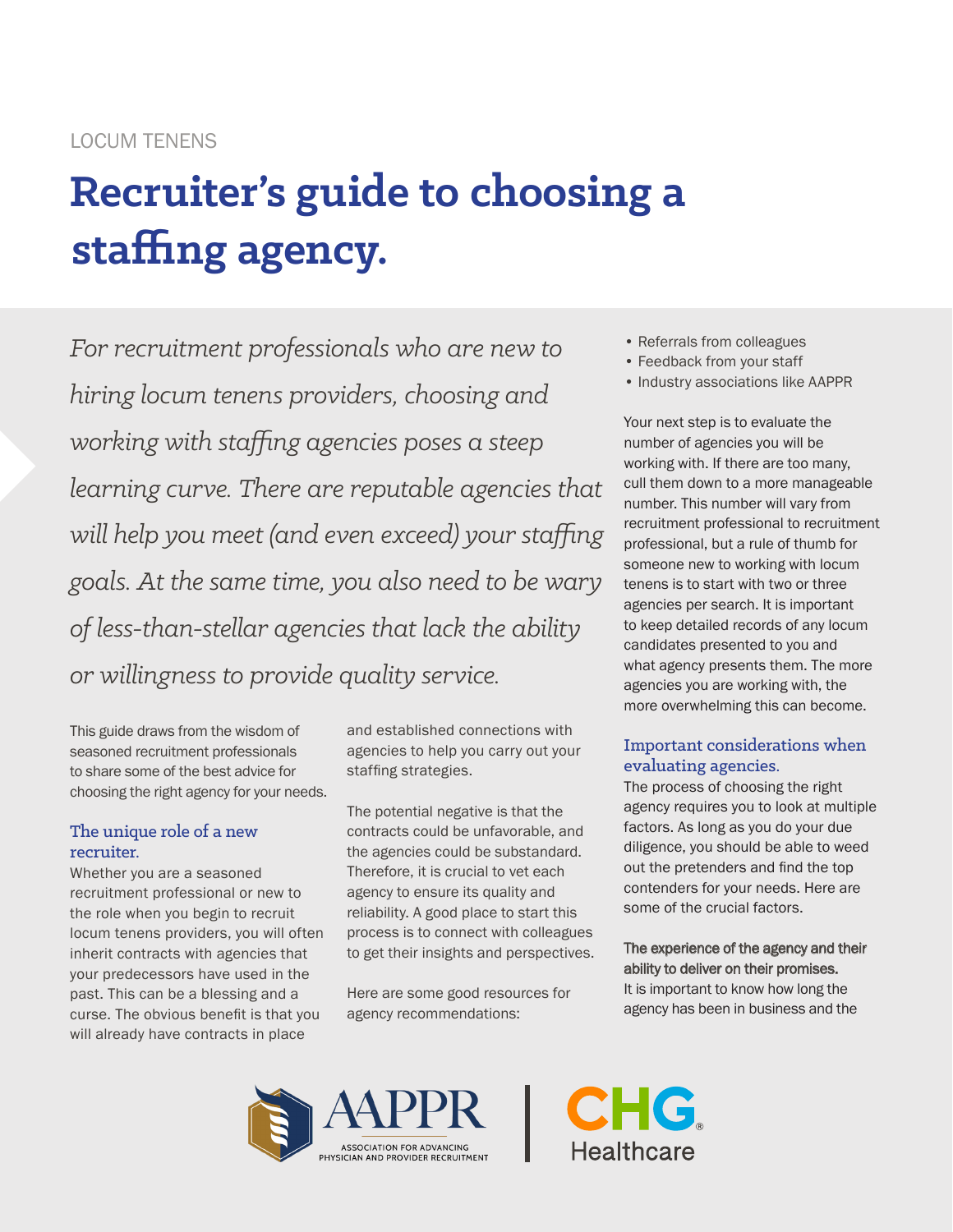LOCUM TENENS

# Recruiter's guide to choosing a staffing agency.

*For recruitment professionals who are new to hiring locum tenens providers, choosing and working with staffing agencies poses a steep learning curve. There are reputable agencies that will help you meet (and even exceed) your staffing goals. At the same time, you also need to be wary of less-than-stellar agencies that lack the ability or willingness to provide quality service.*

This guide draws from the wisdom of seasoned recruitment professionals to share some of the best advice for choosing the right agency for your needs.

## The unique role of a new recruiter.

Whether you are a seasoned recruitment professional or new to the role when you begin to recruit locum tenens providers, you will often inherit contracts with agencies that your predecessors have used in the past. This can be a blessing and a curse. The obvious benefit is that you will already have contracts in place and established connections with agencies to help you carry out your staffing strategies.

The potential negative is that the contracts could be unfavorable, and the agencies could be substandard. Therefore, it is crucial to vet each agency to ensure its quality and reliability. A good place to start this process is to connect with colleagues to get their insights and perspectives.

Here are some good resources for agency recommendations:

- Referrals from colleagues
- Feedback from your staff
- Industry associations like AAPPR

Your next step is to evaluate the number of agencies you will be working with. If there are too many, cull them down to a more manageable number. This number will vary from recruitment professional to recruitment professional, but a rule of thumb for someone new to working with locum tenens is to start with two or three agencies per search. It is important to keep detailed records of any locum candidates presented to you and what agency presents them. The more agencies you are working with, the more overwhelming this can become.

## Important considerations when evaluating agencies.

The process of choosing the right agency requires you to look at multiple factors. As long as you do your due diligence, you should be able to weed out the pretenders and find the top contenders for your needs. Here are some of the crucial factors.

**The experience of the agency and their ability to deliver on their promises.**

It is important to know how long the agency has been in business and the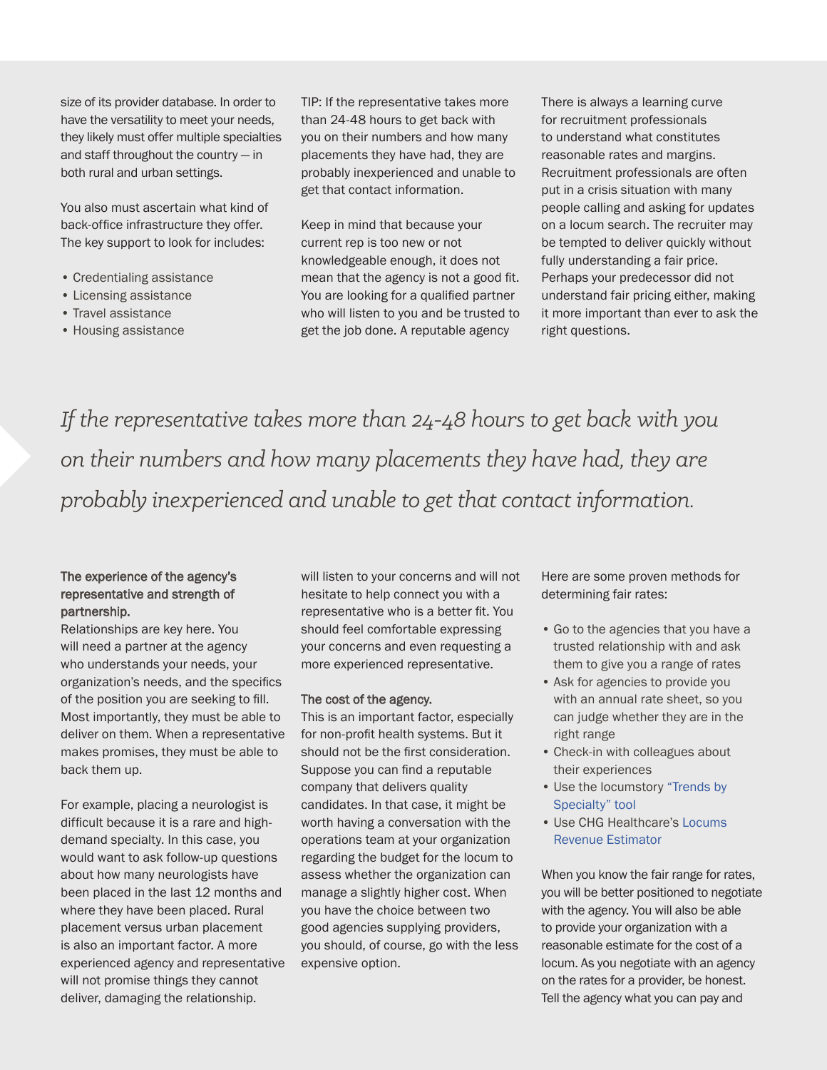size of its provider database. In order to have the versatility to meet your needs, they likely must offer multiple specialties and staff throughout the country — in both rural and urban settings.

You also must ascertain what kind of back-office infrastructure they offer. The key support to look for includes:

- Credentialing assistance
- Licensing assistance
- Travel assistance
- Housing assistance

TIP: If the representative takes more than 24-48 hours to get back with you on their numbers and how many placements they have had, they are probably inexperienced and unable to get that contact information.

Keep in mind that because your current rep is too new or not knowledgeable enough, it does not mean that the agency is not a good fit. You are looking for a qualified partner who will listen to you and be trusted to get the job done. A reputable agency will listen to your concerns and will not hesitate to help connect you with a representative who is a better fit. You should feel comfortable expressing your concerns and even requesting a more experienced representative.

There is always a learning curve for recruitment professionals to understand what constitutes reasonable rates and margins. Recruitment professionals are often put in a crisis situation with many people calling and asking for updates on a locum search. The recruiter may be tempted to deliver quickly without fully understanding a fair price. Perhaps your predecessor did not understand fair pricing either, making it more important than ever to ask the right questions.

*If the representative takes more than 24-48 hours to get back with you on their numbers and how many placements they have had, they are probably inexperienced and unable to get that contact information.*

**The experience of the agency's representative and strength of partnership.**

Relationships are key here. You will need a partner at the agency who understands your needs, your organization's needs, and the specifics of the position you are seeking to fill. Most importantly, they must be able to deliver on them. When a representative makes promises, they must be able to back them up.

For example, placing a neurologist is difficult because it is a rare and high-demand specialty. In this case, you would want to ask follow-up questions about how many neurologists have been placed in the last 12 months and where they have been placed. Rural placement versus urban placement is also an important factor. A more experienced agency and representative will not promise things they cannot deliver, damaging the relationship.

**The cost of the agency.**

This is an important factor, especially for non-profit health systems. But it should not be the first consideration. Suppose you can find a reputable company that delivers quality candidates. In that case, it might be worth having a conversation with the operations team at your organization regarding the budget for the locum to assess whether the organization can manage a slightly higher cost. When you have the choice between two good agencies supplying providers, you should, of course, go with the less expensive option.

Here are some proven methods for determining fair rates:

- Go to the agencies that you have a trusted relationship with and ask them to give you a range of rates
- Ask for agencies to provide you with an annual rate sheet, so you can judge whether they are in the right range
- Check-in with colleagues about their experiences
- Use the locumstory "Trends by Specialty" tool
- Use CHG Healthcare's Locums Revenue Estimator

When you know the fair range for rates, you will be better positioned to negotiate with the agency. You will also be able to provide your organization with a reasonable estimate for the cost of a locum. As you negotiate with an agency on the rates for a provider, be honest. Tell the agency what you can pay and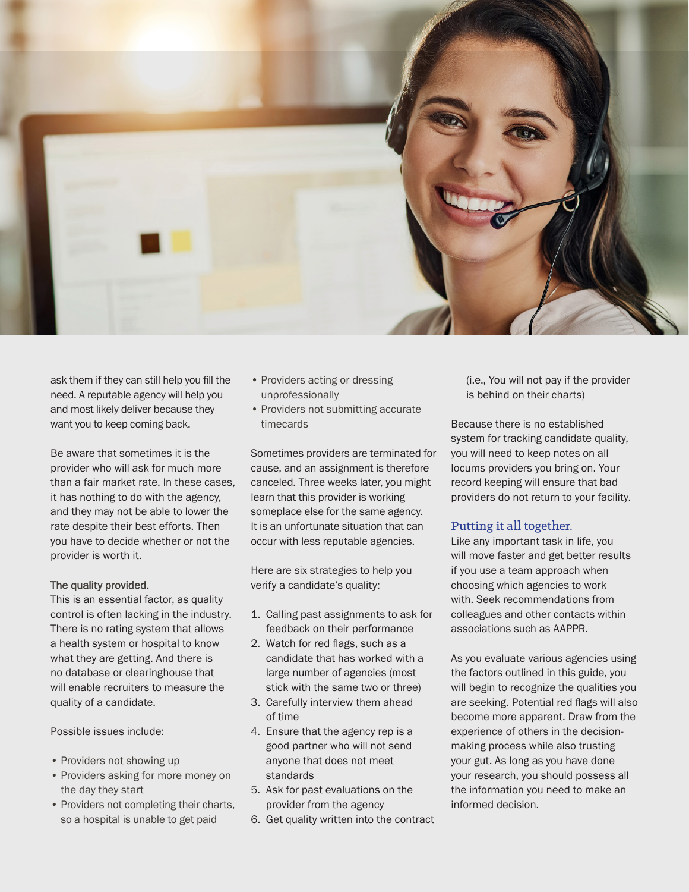ask them if they can still help you fill the need. A reputable agency will help you and most likely deliver because they want you to keep coming back.

Be aware that sometimes it is the provider who will ask for much more than a fair market rate. In these cases, it has nothing to do with the agency, and they may not be able to lower the rate despite their best efforts. Then you have to decide whether or not the provider is worth it.

**The quality provided.**
This is an essential factor, as quality control is often lacking in the industry. There is no rating system that allows a health system or hospital to know what they are getting. And there is no database or clearinghouse that will enable recruiters to measure the quality of a candidate.

Possible issues include:

- Providers not showing up
- Providers asking for more money on the day they start
- Providers not completing their charts, so a hospital is unable to get paid
- Providers acting or dressing unprofessionally
- Providers not submitting accurate timecards

Sometimes providers are terminated for cause, and an assignment is therefore canceled. Three weeks later, you might learn that this provider is working someplace else for the same agency. It is an unfortunate situation that can occur with less reputable agencies.

Here are six strategies to help you verify a candidate's quality:

1. Calling past assignments to ask for feedback on their performance
2. Watch for red flags, such as a candidate that has worked with a large number of agencies (most stick with the same two or three)
3. Carefully interview them ahead of time
4. Ensure that the agency rep is a good partner who will not send anyone that does not meet standards
5. Ask for past evaluations on the provider from the agency
6. Get quality written into the contract (i.e., You will not pay if the provider is behind on their charts)

Because there is no established system for tracking candidate quality, you will need to keep notes on all locums providers you bring on. Your record keeping will ensure that bad providers do not return to your facility.

## Putting it all together.

Like any important task in life, you will move faster and get better results if you use a team approach when choosing which agencies to work with. Seek recommendations from colleagues and other contacts within associations such as AAPPR.

As you evaluate various agencies using the factors outlined in this guide, you will begin to recognize the qualities you are seeking. Potential red flags will also become more apparent. Draw from the experience of others in the decision-making process while also trusting your gut. As long as you have done your research, you should possess all the information you need to make an informed decision.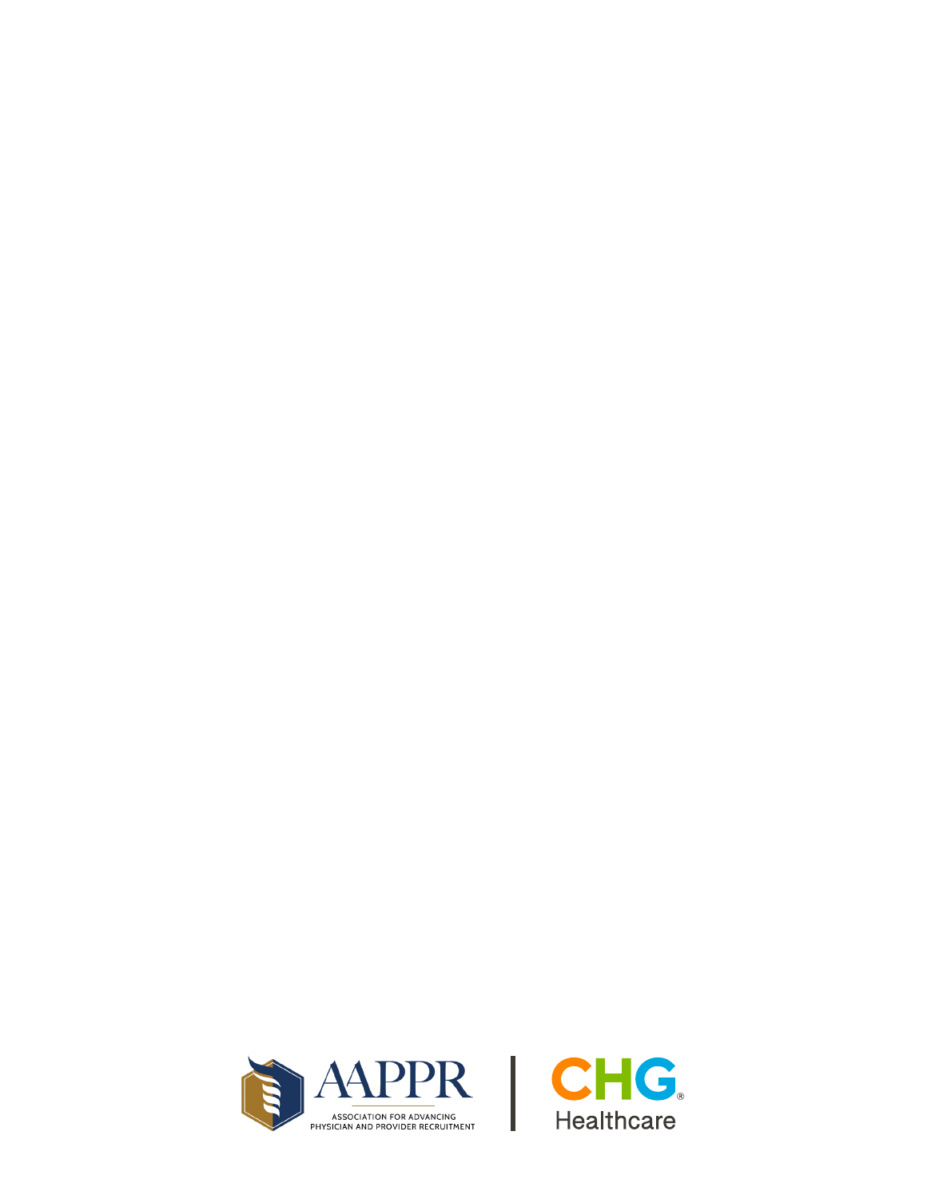AAPPR
ASSOCIATION FOR ADVANCING PHYSICIAN AND PROVIDER RECRUITMENT

CHG Healthcare